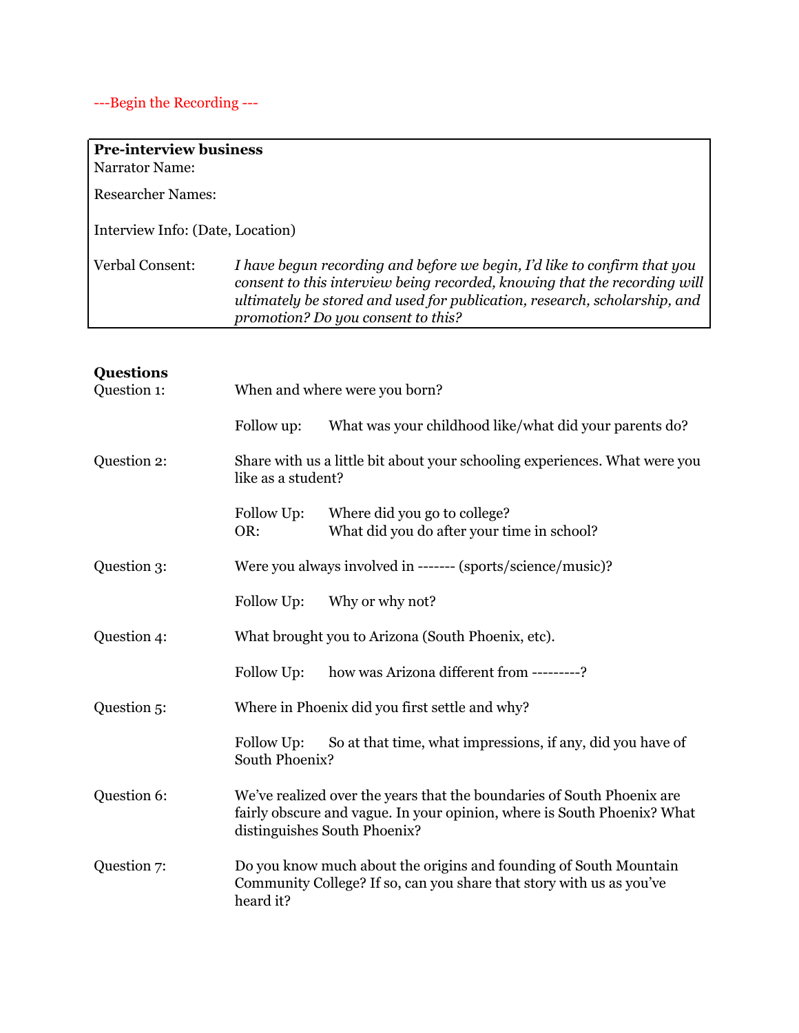---Begin the Recording ---

| **Pre-interview business** | |
|---|---|
| Narrator Name: | |
| Researcher Names: | |
| Interview Info: (Date, Location) | |
| Verbal Consent: | *I have begun recording and before we begin, I'd like to confirm that you consent to this interview being recorded, knowing that the recording will ultimately be stored and used for publication, research, scholarship, and promotion? Do you consent to this?* |

**Questions**

Question 1: When and where were you born?

- Follow up: What was your childhood like/what did your parents do?

Question 2: Share with us a little bit about your schooling experiences. What were you like as a student?

- Follow Up: Where did you go to college?
- OR: What did you do after your time in school?

Question 3: Were you always involved in ------- (sports/science/music)?

- Follow Up: Why or why not?

Question 4: What brought you to Arizona (South Phoenix, etc).

- Follow Up: how was Arizona different from ---------?

Question 5: Where in Phoenix did you first settle and why?

- Follow Up: So at that time, what impressions, if any, did you have of South Phoenix?

Question 6: We've realized over the years that the boundaries of South Phoenix are fairly obscure and vague. In your opinion, where is South Phoenix? What distinguishes South Phoenix?

Question 7: Do you know much about the origins and founding of South Mountain Community College? If so, can you share that story with us as you've heard it?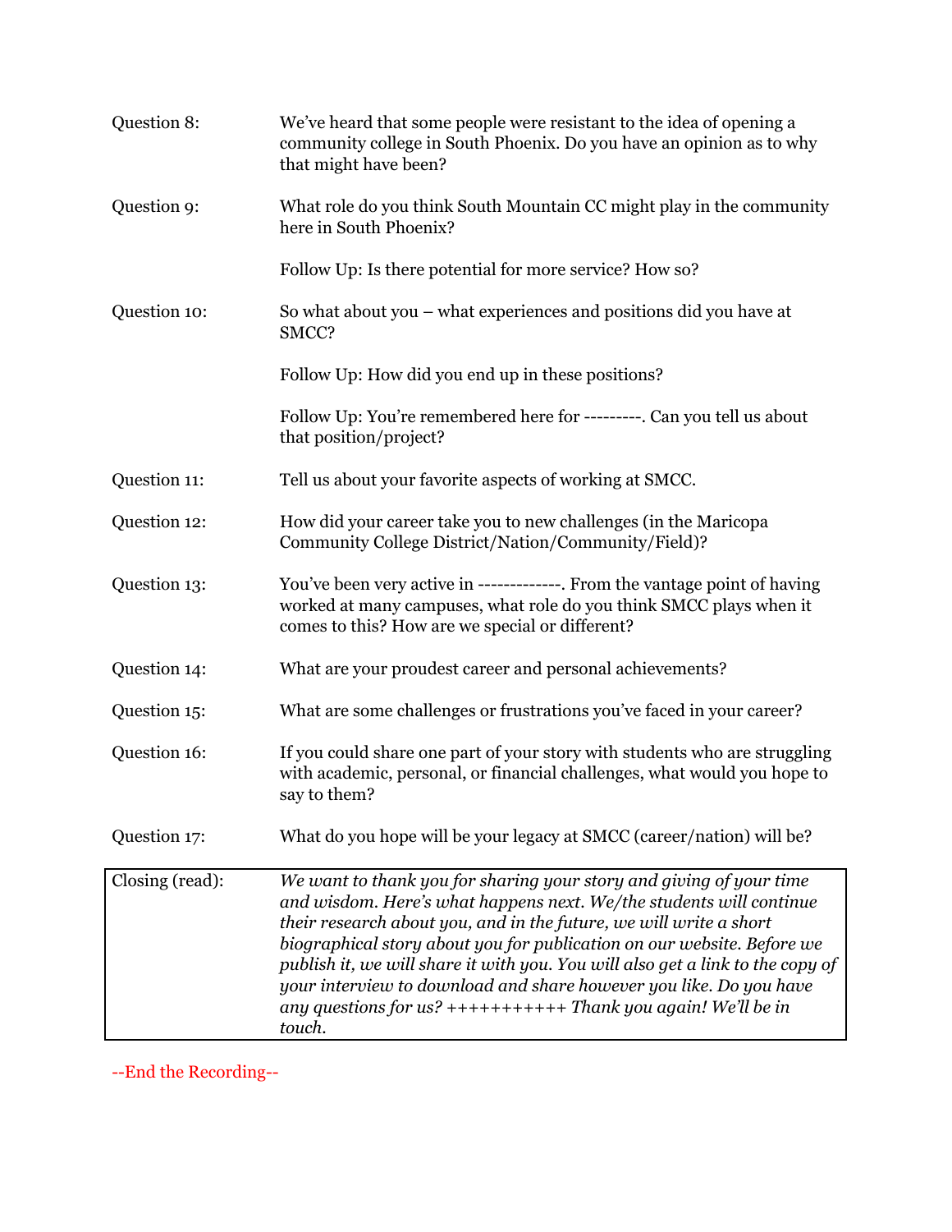| | |
|---|---|
| Question 8: | We've heard that some people were resistant to the idea of opening a community college in South Phoenix. Do you have an opinion as to why that might have been? |
| Question 9: | What role do you think South Mountain CC might play in the community here in South Phoenix? |
| | Follow Up: Is there potential for more service? How so? |
| Question 10: | So what about you – what experiences and positions did you have at SMCC? |
| | Follow Up: How did you end up in these positions? |
| | Follow Up: You're remembered here for ---------. Can you tell us about that position/project? |
| Question 11: | Tell us about your favorite aspects of working at SMCC. |
| Question 12: | How did your career take you to new challenges (in the Maricopa Community College District/Nation/Community/Field)? |
| Question 13: | You've been very active in -------------. From the vantage point of having worked at many campuses, what role do you think SMCC plays when it comes to this? How are we special or different? |
| Question 14: | What are your proudest career and personal achievements? |
| Question 15: | What are some challenges or frustrations you've faced in your career? |
| Question 16: | If you could share one part of your story with students who are struggling with academic, personal, or financial challenges, what would you hope to say to them? |
| Question 17: | What do you hope will be your legacy at SMCC (career/nation) will be? |

| | |
|---|---|
| Closing (read): | *We want to thank you for sharing your story and giving of your time and wisdom. Here's what happens next. We/the students will continue their research about you, and in the future, we will write a short biographical story about you for publication on our website. Before we publish it, we will share it with you. You will also get a link to the copy of your interview to download and share however you like. Do you have any questions for us? +++++++++++ Thank you again! We'll be in touch.* |

--End the Recording--